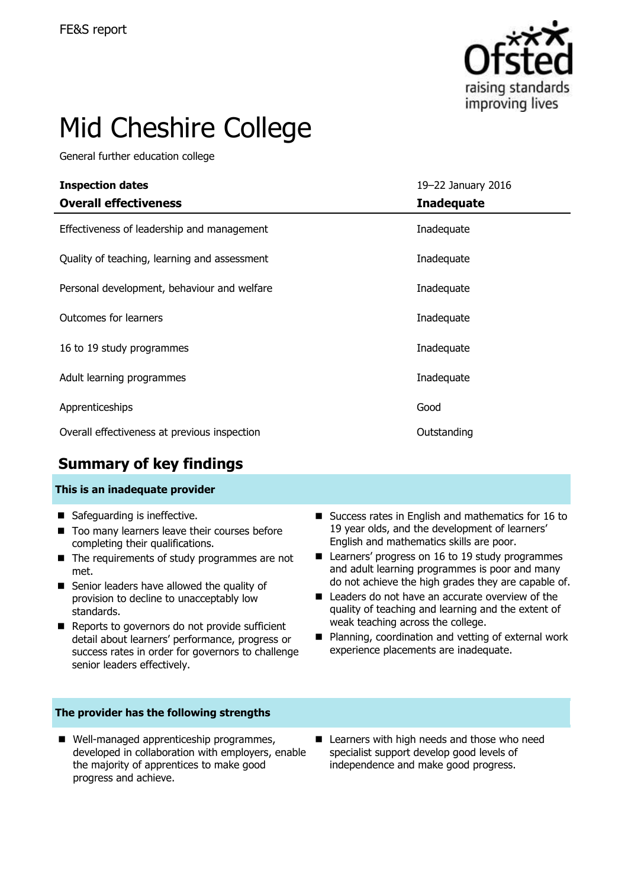FE&S report

# Mid Cheshire College

General further education college

| **Inspection dates** | 19–22 January 2016 |
|---|---|
| **Overall effectiveness** | **Inadequate** |
| Effectiveness of leadership and management | Inadequate |
| Quality of teaching, learning and assessment | Inadequate |
| Personal development, behaviour and welfare | Inadequate |
| Outcomes for learners | Inadequate |
| 16 to 19 study programmes | Inadequate |
| Adult learning programmes | Inadequate |
| Apprenticeships | Good |
| Overall effectiveness at previous inspection | Outstanding |

## Summary of key findings

### This is an inadequate provider

- Safeguarding is ineffective.
- Too many learners leave their courses before completing their qualifications.
- The requirements of study programmes are not met.
- Senior leaders have allowed the quality of provision to decline to unacceptably low standards.
- Reports to governors do not provide sufficient detail about learners' performance, progress or success rates in order for governors to challenge senior leaders effectively.
- Success rates in English and mathematics for 16 to 19 year olds, and the development of learners' English and mathematics skills are poor.
- Learners' progress on 16 to 19 study programmes and adult learning programmes is poor and many do not achieve the high grades they are capable of.
- Leaders do not have an accurate overview of the quality of teaching and learning and the extent of weak teaching across the college.
- Planning, coordination and vetting of external work experience placements are inadequate.

### The provider has the following strengths

- Well-managed apprenticeship programmes, developed in collaboration with employers, enable the majority of apprentices to make good progress and achieve.
- Learners with high needs and those who need specialist support develop good levels of independence and make good progress.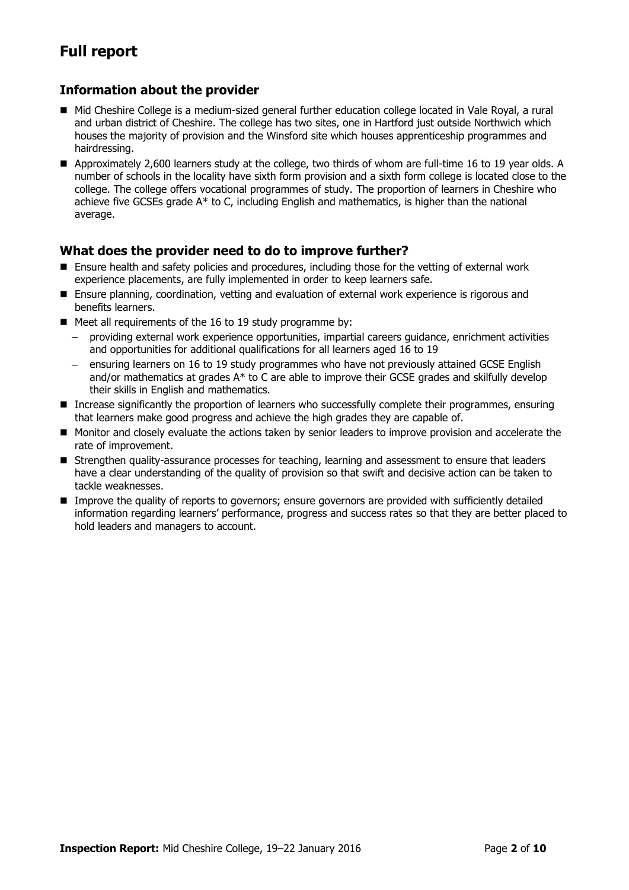# Full report

## Information about the provider

- Mid Cheshire College is a medium-sized general further education college located in Vale Royal, a rural and urban district of Cheshire. The college has two sites, one in Hartford just outside Northwich which houses the majority of provision and the Winsford site which houses apprenticeship programmes and hairdressing.
- Approximately 2,600 learners study at the college, two thirds of whom are full-time 16 to 19 year olds. A number of schools in the locality have sixth form provision and a sixth form college is located close to the college. The college offers vocational programmes of study. The proportion of learners in Cheshire who achieve five GCSEs grade A* to C, including English and mathematics, is higher than the national average.

## What does the provider need to do to improve further?

- Ensure health and safety policies and procedures, including those for the vetting of external work experience placements, are fully implemented in order to keep learners safe.
- Ensure planning, coordination, vetting and evaluation of external work experience is rigorous and benefits learners.
- Meet all requirements of the 16 to 19 study programme by:
  - providing external work experience opportunities, impartial careers guidance, enrichment activities and opportunities for additional qualifications for all learners aged 16 to 19
  - ensuring learners on 16 to 19 study programmes who have not previously attained GCSE English and/or mathematics at grades A* to C are able to improve their GCSE grades and skilfully develop their skills in English and mathematics.
- Increase significantly the proportion of learners who successfully complete their programmes, ensuring that learners make good progress and achieve the high grades they are capable of.
- Monitor and closely evaluate the actions taken by senior leaders to improve provision and accelerate the rate of improvement.
- Strengthen quality-assurance processes for teaching, learning and assessment to ensure that leaders have a clear understanding of the quality of provision so that swift and decisive action can be taken to tackle weaknesses.
- Improve the quality of reports to governors; ensure governors are provided with sufficiently detailed information regarding learners' performance, progress and success rates so that they are better placed to hold leaders and managers to account.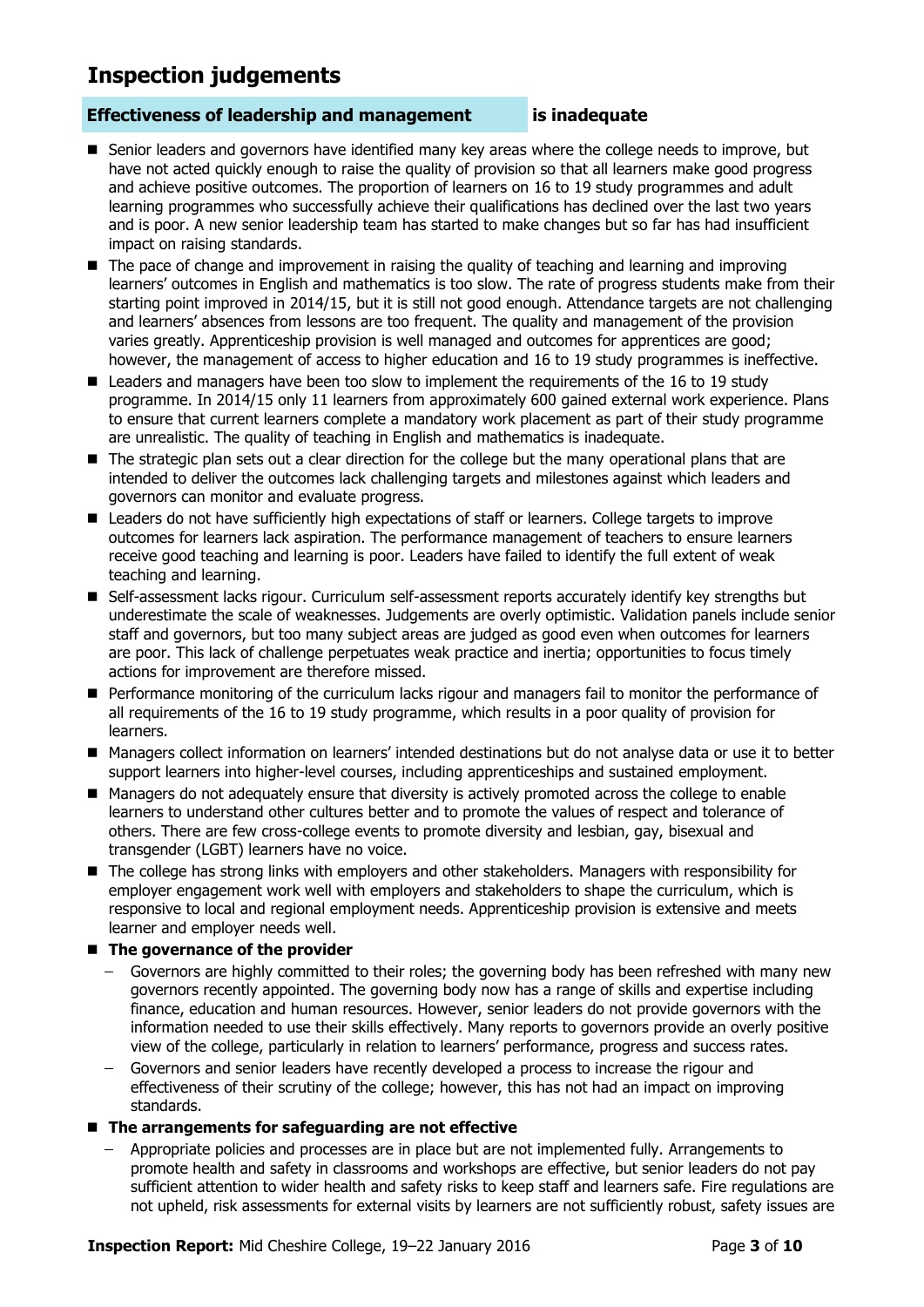# Inspection judgements

**Effectiveness of leadership and management** **is inadequate**

- Senior leaders and governors have identified many key areas where the college needs to improve, but have not acted quickly enough to raise the quality of provision so that all learners make good progress and achieve positive outcomes. The proportion of learners on 16 to 19 study programmes and adult learning programmes who successfully achieve their qualifications has declined over the last two years and is poor. A new senior leadership team has started to make changes but so far has had insufficient impact on raising standards.
- The pace of change and improvement in raising the quality of teaching and learning and improving learners' outcomes in English and mathematics is too slow. The rate of progress students make from their starting point improved in 2014/15, but it is still not good enough. Attendance targets are not challenging and learners' absences from lessons are too frequent. The quality and management of the provision varies greatly. Apprenticeship provision is well managed and outcomes for apprentices are good; however, the management of access to higher education and 16 to 19 study programmes is ineffective.
- Leaders and managers have been too slow to implement the requirements of the 16 to 19 study programme. In 2014/15 only 11 learners from approximately 600 gained external work experience. Plans to ensure that current learners complete a mandatory work placement as part of their study programme are unrealistic. The quality of teaching in English and mathematics is inadequate.
- The strategic plan sets out a clear direction for the college but the many operational plans that are intended to deliver the outcomes lack challenging targets and milestones against which leaders and governors can monitor and evaluate progress.
- Leaders do not have sufficiently high expectations of staff or learners. College targets to improve outcomes for learners lack aspiration. The performance management of teachers to ensure learners receive good teaching and learning is poor. Leaders have failed to identify the full extent of weak teaching and learning.
- Self-assessment lacks rigour. Curriculum self-assessment reports accurately identify key strengths but underestimate the scale of weaknesses. Judgements are overly optimistic. Validation panels include senior staff and governors, but too many subject areas are judged as good even when outcomes for learners are poor. This lack of challenge perpetuates weak practice and inertia; opportunities to focus timely actions for improvement are therefore missed.
- Performance monitoring of the curriculum lacks rigour and managers fail to monitor the performance of all requirements of the 16 to 19 study programme, which results in a poor quality of provision for learners.
- Managers collect information on learners' intended destinations but do not analyse data or use it to better support learners into higher-level courses, including apprenticeships and sustained employment.
- Managers do not adequately ensure that diversity is actively promoted across the college to enable learners to understand other cultures better and to promote the values of respect and tolerance of others. There are few cross-college events to promote diversity and lesbian, gay, bisexual and transgender (LGBT) learners have no voice.
- The college has strong links with employers and other stakeholders. Managers with responsibility for employer engagement work well with employers and stakeholders to shape the curriculum, which is responsive to local and regional employment needs. Apprenticeship provision is extensive and meets learner and employer needs well.
- **The governance of the provider**
  - Governors are highly committed to their roles; the governing body has been refreshed with many new governors recently appointed. The governing body now has a range of skills and expertise including finance, education and human resources. However, senior leaders do not provide governors with the information needed to use their skills effectively. Many reports to governors provide an overly positive view of the college, particularly in relation to learners' performance, progress and success rates.
  - Governors and senior leaders have recently developed a process to increase the rigour and effectiveness of their scrutiny of the college; however, this has not had an impact on improving standards.
- **The arrangements for safeguarding are not effective**
  - Appropriate policies and processes are in place but are not implemented fully. Arrangements to promote health and safety in classrooms and workshops are effective, but senior leaders do not pay sufficient attention to wider health and safety risks to keep staff and learners safe. Fire regulations are not upheld, risk assessments for external visits by learners are not sufficiently robust, safety issues are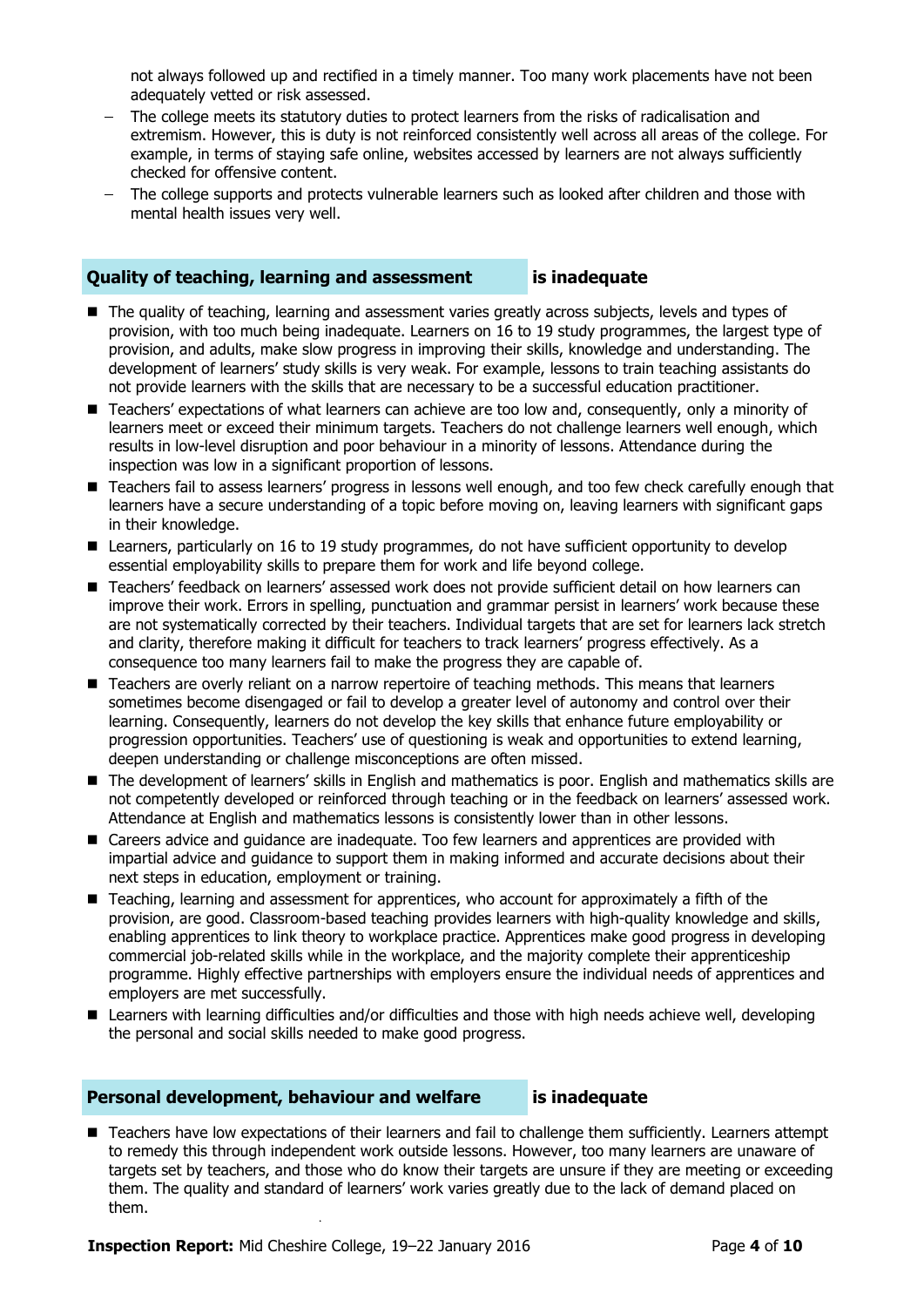not always followed up and rectified in a timely manner. Too many work placements have not been adequately vetted or risk assessed.

- The college meets its statutory duties to protect learners from the risks of radicalisation and extremism. However, this is duty is not reinforced consistently well across all areas of the college. For example, in terms of staying safe online, websites accessed by learners are not always sufficiently checked for offensive content.
- The college supports and protects vulnerable learners such as looked after children and those with mental health issues very well.

## Quality of teaching, learning and assessment **is inadequate**

- The quality of teaching, learning and assessment varies greatly across subjects, levels and types of provision, with too much being inadequate. Learners on 16 to 19 study programmes, the largest type of provision, and adults, make slow progress in improving their skills, knowledge and understanding. The development of learners' study skills is very weak. For example, lessons to train teaching assistants do not provide learners with the skills that are necessary to be a successful education practitioner.
- Teachers' expectations of what learners can achieve are too low and, consequently, only a minority of learners meet or exceed their minimum targets. Teachers do not challenge learners well enough, which results in low-level disruption and poor behaviour in a minority of lessons. Attendance during the inspection was low in a significant proportion of lessons.
- Teachers fail to assess learners' progress in lessons well enough, and too few check carefully enough that learners have a secure understanding of a topic before moving on, leaving learners with significant gaps in their knowledge.
- Learners, particularly on 16 to 19 study programmes, do not have sufficient opportunity to develop essential employability skills to prepare them for work and life beyond college.
- Teachers' feedback on learners' assessed work does not provide sufficient detail on how learners can improve their work. Errors in spelling, punctuation and grammar persist in learners' work because these are not systematically corrected by their teachers. Individual targets that are set for learners lack stretch and clarity, therefore making it difficult for teachers to track learners' progress effectively. As a consequence too many learners fail to make the progress they are capable of.
- Teachers are overly reliant on a narrow repertoire of teaching methods. This means that learners sometimes become disengaged or fail to develop a greater level of autonomy and control over their learning. Consequently, learners do not develop the key skills that enhance future employability or progression opportunities. Teachers' use of questioning is weak and opportunities to extend learning, deepen understanding or challenge misconceptions are often missed.
- The development of learners' skills in English and mathematics is poor. English and mathematics skills are not competently developed or reinforced through teaching or in the feedback on learners' assessed work. Attendance at English and mathematics lessons is consistently lower than in other lessons.
- Careers advice and guidance are inadequate. Too few learners and apprentices are provided with impartial advice and guidance to support them in making informed and accurate decisions about their next steps in education, employment or training.
- Teaching, learning and assessment for apprentices, who account for approximately a fifth of the provision, are good. Classroom-based teaching provides learners with high-quality knowledge and skills, enabling apprentices to link theory to workplace practice. Apprentices make good progress in developing commercial job-related skills while in the workplace, and the majority complete their apprenticeship programme. Highly effective partnerships with employers ensure the individual needs of apprentices and employers are met successfully.
- Learners with learning difficulties and/or difficulties and those with high needs achieve well, developing the personal and social skills needed to make good progress.

## Personal development, behaviour and welfare **is inadequate**

- Teachers have low expectations of their learners and fail to challenge them sufficiently. Learners attempt to remedy this through independent work outside lessons. However, too many learners are unaware of targets set by teachers, and those who do know their targets are unsure if they are meeting or exceeding them. The quality and standard of learners' work varies greatly due to the lack of demand placed on them.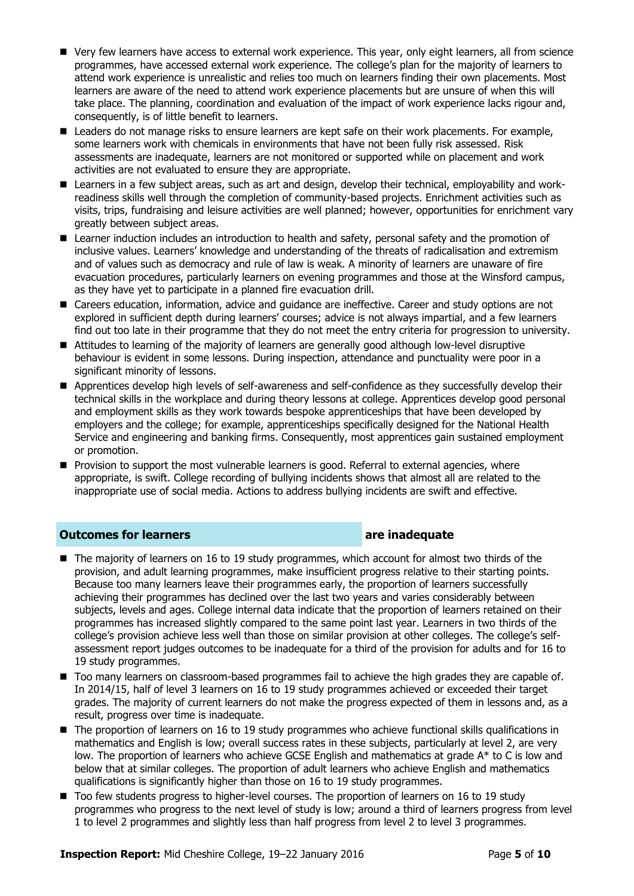- Very few learners have access to external work experience. This year, only eight learners, all from science programmes, have accessed external work experience. The college's plan for the majority of learners to attend work experience is unrealistic and relies too much on learners finding their own placements. Most learners are aware of the need to attend work experience placements but are unsure of when this will take place. The planning, coordination and evaluation of the impact of work experience lacks rigour and, consequently, is of little benefit to learners.
- Leaders do not manage risks to ensure learners are kept safe on their work placements. For example, some learners work with chemicals in environments that have not been fully risk assessed. Risk assessments are inadequate, learners are not monitored or supported while on placement and work activities are not evaluated to ensure they are appropriate.
- Learners in a few subject areas, such as art and design, develop their technical, employability and work-readiness skills well through the completion of community-based projects. Enrichment activities such as visits, trips, fundraising and leisure activities are well planned; however, opportunities for enrichment vary greatly between subject areas.
- Learner induction includes an introduction to health and safety, personal safety and the promotion of inclusive values. Learners' knowledge and understanding of the threats of radicalisation and extremism and of values such as democracy and rule of law is weak. A minority of learners are unaware of fire evacuation procedures, particularly learners on evening programmes and those at the Winsford campus, as they have yet to participate in a planned fire evacuation drill.
- Careers education, information, advice and guidance are ineffective. Career and study options are not explored in sufficient depth during learners' courses; advice is not always impartial, and a few learners find out too late in their programme that they do not meet the entry criteria for progression to university.
- Attitudes to learning of the majority of learners are generally good although low-level disruptive behaviour is evident in some lessons. During inspection, attendance and punctuality were poor in a significant minority of lessons.
- Apprentices develop high levels of self-awareness and self-confidence as they successfully develop their technical skills in the workplace and during theory lessons at college. Apprentices develop good personal and employment skills as they work towards bespoke apprenticeships that have been developed by employers and the college; for example, apprenticeships specifically designed for the National Health Service and engineering and banking firms. Consequently, most apprentices gain sustained employment or promotion.
- Provision to support the most vulnerable learners is good. Referral to external agencies, where appropriate, is swift. College recording of bullying incidents shows that almost all are related to the inappropriate use of social media. Actions to address bullying incidents are swift and effective.

## Outcomes for learners — are inadequate

- The majority of learners on 16 to 19 study programmes, which account for almost two thirds of the provision, and adult learning programmes, make insufficient progress relative to their starting points. Because too many learners leave their programmes early, the proportion of learners successfully achieving their programmes has declined over the last two years and varies considerably between subjects, levels and ages. College internal data indicate that the proportion of learners retained on their programmes has increased slightly compared to the same point last year. Learners in two thirds of the college's provision achieve less well than those on similar provision at other colleges. The college's self-assessment report judges outcomes to be inadequate for a third of the provision for adults and for 16 to 19 study programmes.
- Too many learners on classroom-based programmes fail to achieve the high grades they are capable of. In 2014/15, half of level 3 learners on 16 to 19 study programmes achieved or exceeded their target grades. The majority of current learners do not make the progress expected of them in lessons and, as a result, progress over time is inadequate.
- The proportion of learners on 16 to 19 study programmes who achieve functional skills qualifications in mathematics and English is low; overall success rates in these subjects, particularly at level 2, are very low. The proportion of learners who achieve GCSE English and mathematics at grade A* to C is low and below that at similar colleges. The proportion of adult learners who achieve English and mathematics qualifications is significantly higher than those on 16 to 19 study programmes.
- Too few students progress to higher-level courses. The proportion of learners on 16 to 19 study programmes who progress to the next level of study is low; around a third of learners progress from level 1 to level 2 programmes and slightly less than half progress from level 2 to level 3 programmes.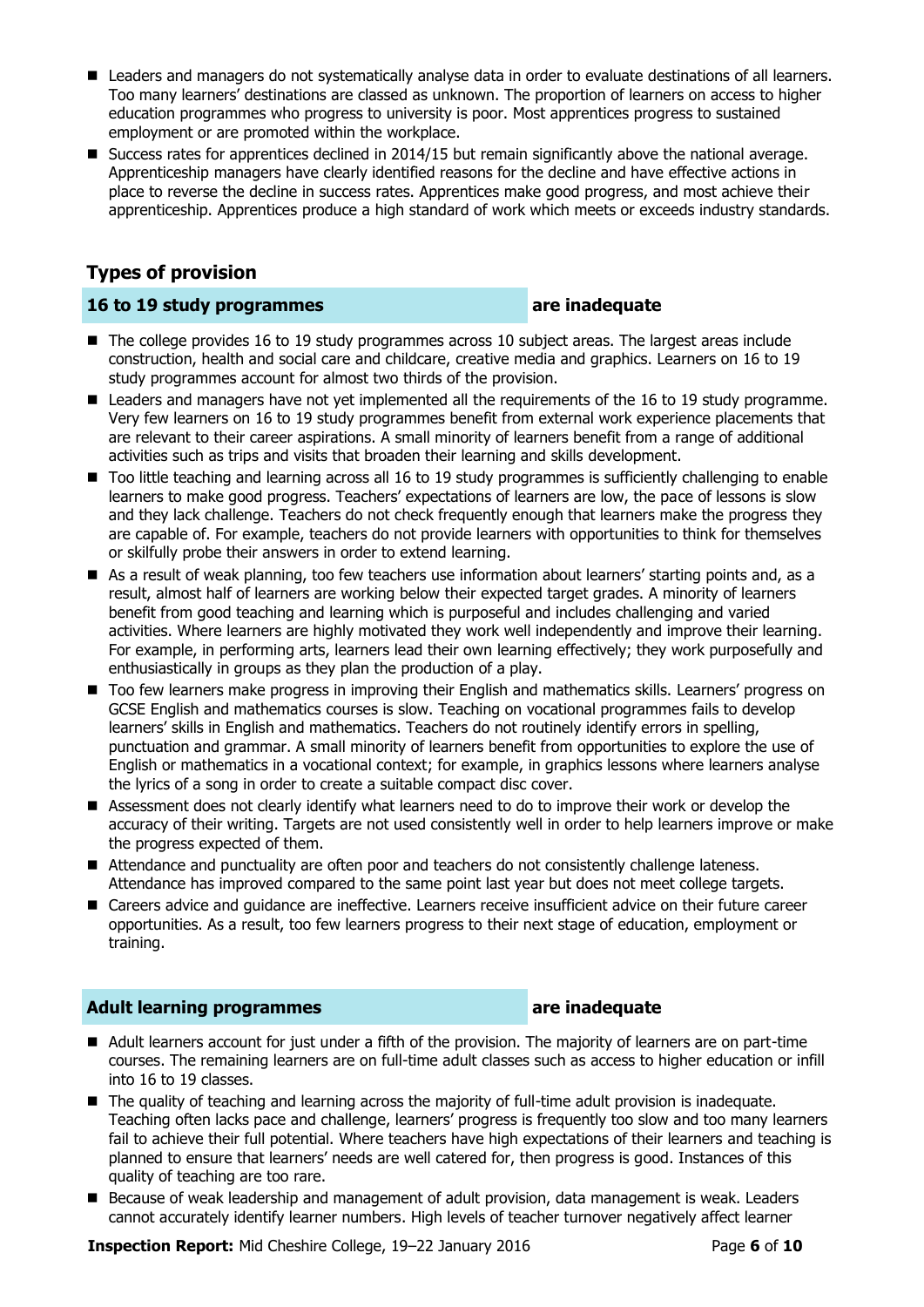- Leaders and managers do not systematically analyse data in order to evaluate destinations of all learners. Too many learners' destinations are classed as unknown. The proportion of learners on access to higher education programmes who progress to university is poor. Most apprentices progress to sustained employment or are promoted within the workplace.
- Success rates for apprentices declined in 2014/15 but remain significantly above the national average. Apprenticeship managers have clearly identified reasons for the decline and have effective actions in place to reverse the decline in success rates. Apprentices make good progress, and most achieve their apprenticeship. Apprentices produce a high standard of work which meets or exceeds industry standards.

## Types of provision

### 16 to 19 study programmes — are inadequate

- The college provides 16 to 19 study programmes across 10 subject areas. The largest areas include construction, health and social care and childcare, creative media and graphics. Learners on 16 to 19 study programmes account for almost two thirds of the provision.
- Leaders and managers have not yet implemented all the requirements of the 16 to 19 study programme. Very few learners on 16 to 19 study programmes benefit from external work experience placements that are relevant to their career aspirations. A small minority of learners benefit from a range of additional activities such as trips and visits that broaden their learning and skills development.
- Too little teaching and learning across all 16 to 19 study programmes is sufficiently challenging to enable learners to make good progress. Teachers' expectations of learners are low, the pace of lessons is slow and they lack challenge. Teachers do not check frequently enough that learners make the progress they are capable of. For example, teachers do not provide learners with opportunities to think for themselves or skilfully probe their answers in order to extend learning.
- As a result of weak planning, too few teachers use information about learners' starting points and, as a result, almost half of learners are working below their expected target grades. A minority of learners benefit from good teaching and learning which is purposeful and includes challenging and varied activities. Where learners are highly motivated they work well independently and improve their learning. For example, in performing arts, learners lead their own learning effectively; they work purposefully and enthusiastically in groups as they plan the production of a play.
- Too few learners make progress in improving their English and mathematics skills. Learners' progress on GCSE English and mathematics courses is slow. Teaching on vocational programmes fails to develop learners' skills in English and mathematics. Teachers do not routinely identify errors in spelling, punctuation and grammar. A small minority of learners benefit from opportunities to explore the use of English or mathematics in a vocational context; for example, in graphics lessons where learners analyse the lyrics of a song in order to create a suitable compact disc cover.
- Assessment does not clearly identify what learners need to do to improve their work or develop the accuracy of their writing. Targets are not used consistently well in order to help learners improve or make the progress expected of them.
- Attendance and punctuality are often poor and teachers do not consistently challenge lateness. Attendance has improved compared to the same point last year but does not meet college targets.
- Careers advice and guidance are ineffective. Learners receive insufficient advice on their future career opportunities. As a result, too few learners progress to their next stage of education, employment or training.

### Adult learning programmes — are inadequate

- Adult learners account for just under a fifth of the provision. The majority of learners are on part-time courses. The remaining learners are on full-time adult classes such as access to higher education or infill into 16 to 19 classes.
- The quality of teaching and learning across the majority of full-time adult provision is inadequate. Teaching often lacks pace and challenge, learners' progress is frequently too slow and too many learners fail to achieve their full potential. Where teachers have high expectations of their learners and teaching is planned to ensure that learners' needs are well catered for, then progress is good. Instances of this quality of teaching are too rare.
- Because of weak leadership and management of adult provision, data management is weak. Leaders cannot accurately identify learner numbers. High levels of teacher turnover negatively affect learner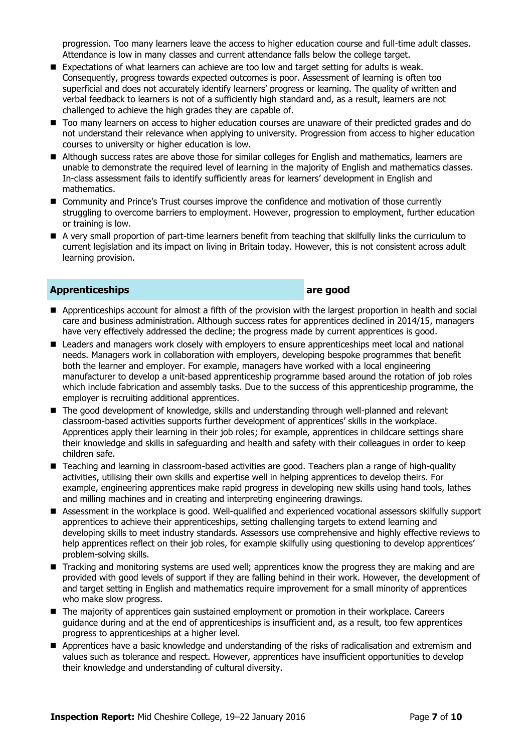progression. Too many learners leave the access to higher education course and full-time adult classes. Attendance is low in many classes and current attendance falls below the college target.

- Expectations of what learners can achieve are too low and target setting for adults is weak. Consequently, progress towards expected outcomes is poor. Assessment of learning is often too superficial and does not accurately identify learners' progress or learning. The quality of written and verbal feedback to learners is not of a sufficiently high standard and, as a result, learners are not challenged to achieve the high grades they are capable of.
- Too many learners on access to higher education courses are unaware of their predicted grades and do not understand their relevance when applying to university. Progression from access to higher education courses to university or higher education is low.
- Although success rates are above those for similar colleges for English and mathematics, learners are unable to demonstrate the required level of learning in the majority of English and mathematics classes. In-class assessment fails to identify sufficiently areas for learners' development in English and mathematics.
- Community and Prince's Trust courses improve the confidence and motivation of those currently struggling to overcome barriers to employment. However, progression to employment, further education or training is low.
- A very small proportion of part-time learners benefit from teaching that skilfully links the curriculum to current legislation and its impact on living in Britain today. However, this is not consistent across adult learning provision.

## Apprenticeships **are good**

- Apprenticeships account for almost a fifth of the provision with the largest proportion in health and social care and business administration. Although success rates for apprentices declined in 2014/15, managers have very effectively addressed the decline; the progress made by current apprentices is good.
- Leaders and managers work closely with employers to ensure apprenticeships meet local and national needs. Managers work in collaboration with employers, developing bespoke programmes that benefit both the learner and employer. For example, managers have worked with a local engineering manufacturer to develop a unit-based apprenticeship programme based around the rotation of job roles which include fabrication and assembly tasks. Due to the success of this apprenticeship programme, the employer is recruiting additional apprentices.
- The good development of knowledge, skills and understanding through well-planned and relevant classroom-based activities supports further development of apprentices' skills in the workplace. Apprentices apply their learning in their job roles; for example, apprentices in childcare settings share their knowledge and skills in safeguarding and health and safety with their colleagues in order to keep children safe.
- Teaching and learning in classroom-based activities are good. Teachers plan a range of high-quality activities, utilising their own skills and expertise well in helping apprentices to develop theirs. For example, engineering apprentices make rapid progress in developing new skills using hand tools, lathes and milling machines and in creating and interpreting engineering drawings.
- Assessment in the workplace is good. Well-qualified and experienced vocational assessors skilfully support apprentices to achieve their apprenticeships, setting challenging targets to extend learning and developing skills to meet industry standards. Assessors use comprehensive and highly effective reviews to help apprentices reflect on their job roles, for example skilfully using questioning to develop apprentices' problem-solving skills.
- Tracking and monitoring systems are used well; apprentices know the progress they are making and are provided with good levels of support if they are falling behind in their work. However, the development of and target setting in English and mathematics require improvement for a small minority of apprentices who make slow progress.
- The majority of apprentices gain sustained employment or promotion in their workplace. Careers guidance during and at the end of apprenticeships is insufficient and, as a result, too few apprentices progress to apprenticeships at a higher level.
- Apprentices have a basic knowledge and understanding of the risks of radicalisation and extremism and values such as tolerance and respect. However, apprentices have insufficient opportunities to develop their knowledge and understanding of cultural diversity.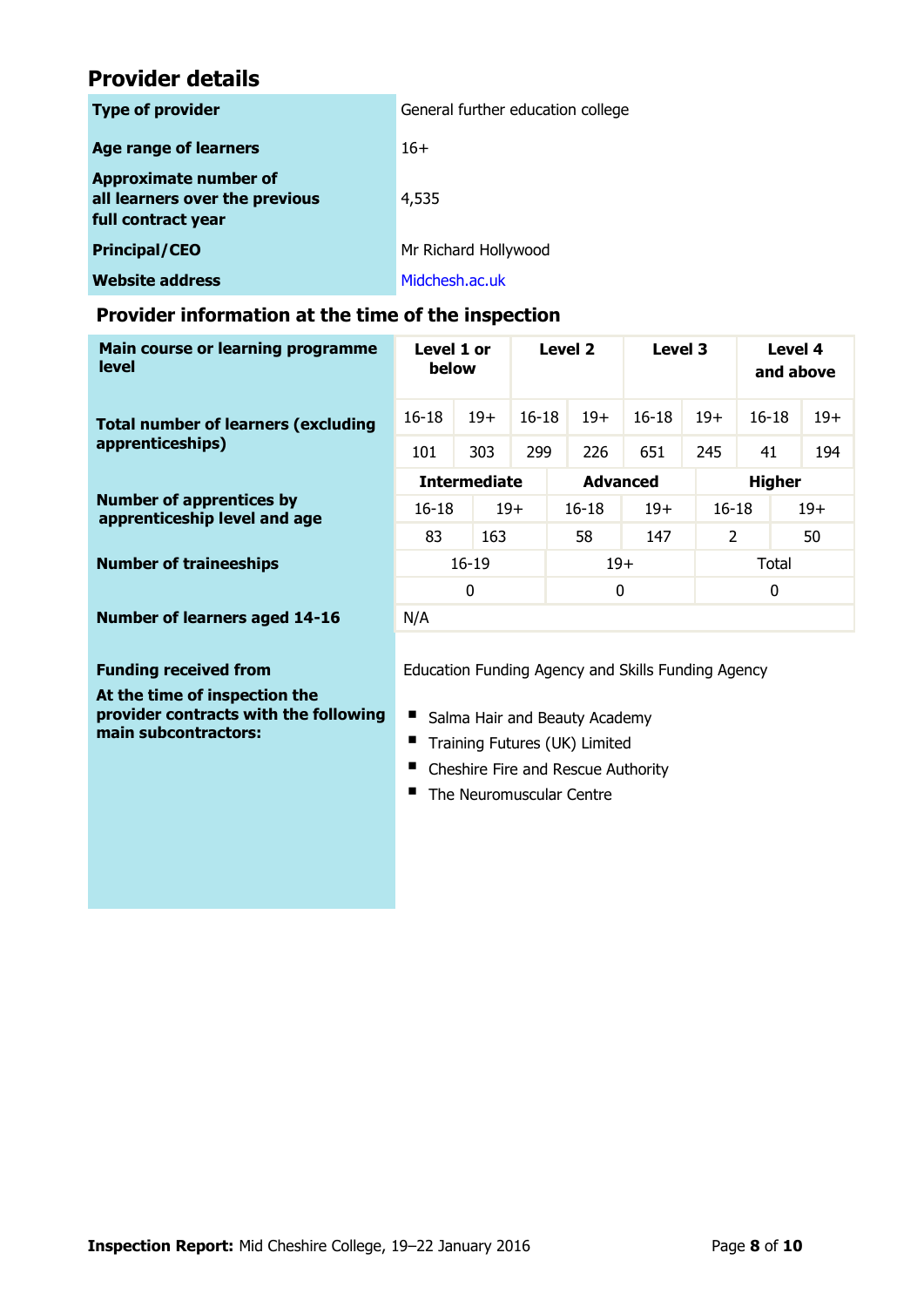## Provider details

| | |
|---|---|
| **Type of provider** | General further education college |
| **Age range of learners** | 16+ |
| **Approximate number of all learners over the previous full contract year** | 4,535 |
| **Principal/CEO** | Mr Richard Hollywood |
| **Website address** | Midchesh.ac.uk |

### Provider information at the time of the inspection

| **Main course or learning programme level** | **Level 1 or below** | | **Level 2** | | **Level 3** | | **Level 4 and above** | |
|---|---|---|---|---|---|---|---|---|
| **Total number of learners (excluding apprenticeships)** | 16-18 | 19+ | 16-18 | 19+ | 16-18 | 19+ | 16-18 | 19+ |
| | 101 | 303 | 299 | 226 | 651 | 245 | 41 | 194 |
| **Number of apprentices by apprenticeship level and age** | **Intermediate** | | **Advanced** | | **Higher** | | | |
| | 16-18 | 19+ | 16-18 | 19+ | 16-18 | 19+ | | |
| | 83 | 163 | 58 | 147 | 2 | 50 | | |
| **Number of traineeships** | 16-19 | | 19+ | | Total | | | |
| | 0 | | 0 | | 0 | | | |
| **Number of learners aged 14-16** | N/A | | | | | | | |
| **Funding received from** | Education Funding Agency and Skills Funding Agency | | | | | | | |
| **At the time of inspection the provider contracts with the following main subcontractors:** | Salma Hair and Beauty Academy; Training Futures (UK) Limited; Cheshire Fire and Rescue Authority; The Neuromuscular Centre | | | | | | | |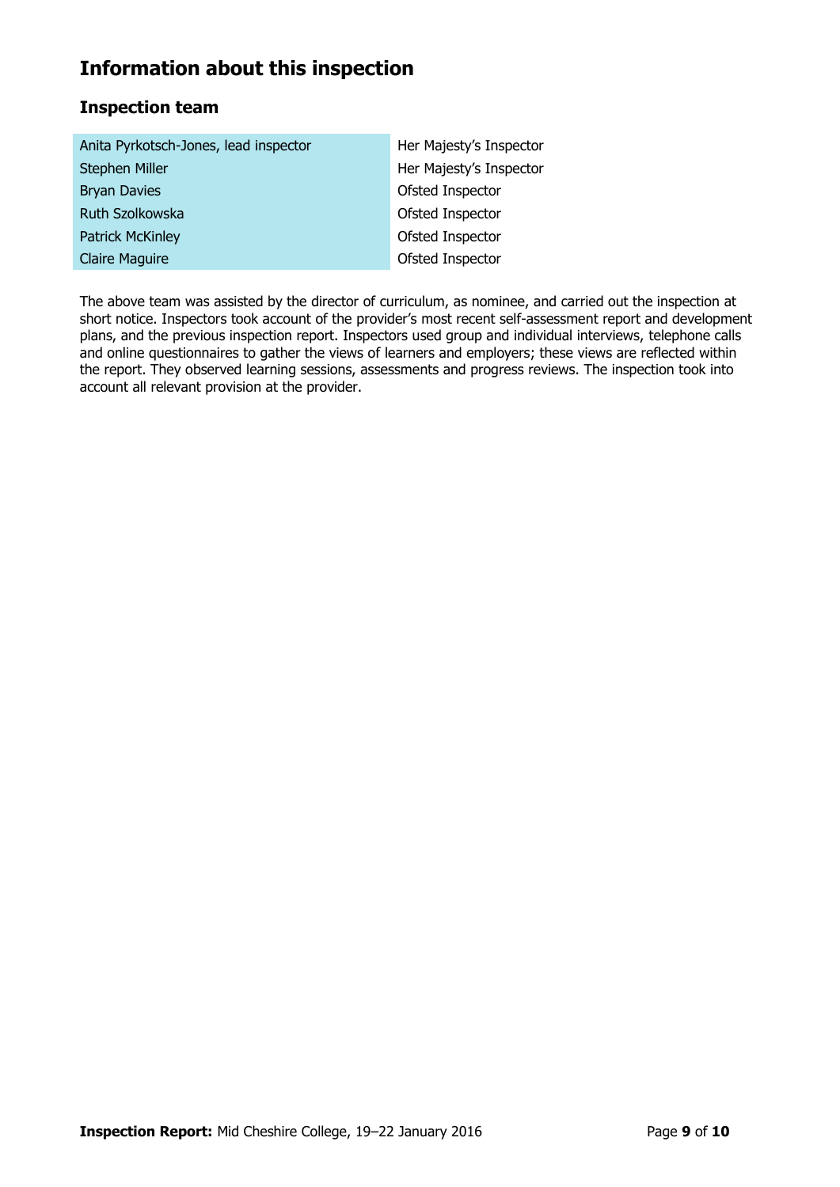# Information about this inspection

## Inspection team

| | |
|---|---|
| Anita Pyrkotsch-Jones, lead inspector | Her Majesty's Inspector |
| Stephen Miller | Her Majesty's Inspector |
| Bryan Davies | Ofsted Inspector |
| Ruth Szolkowska | Ofsted Inspector |
| Patrick McKinley | Ofsted Inspector |
| Claire Maguire | Ofsted Inspector |

The above team was assisted by the director of curriculum, as nominee, and carried out the inspection at short notice. Inspectors took account of the provider's most recent self-assessment report and development plans, and the previous inspection report. Inspectors used group and individual interviews, telephone calls and online questionnaires to gather the views of learners and employers; these views are reflected within the report. They observed learning sessions, assessments and progress reviews. The inspection took into account all relevant provision at the provider.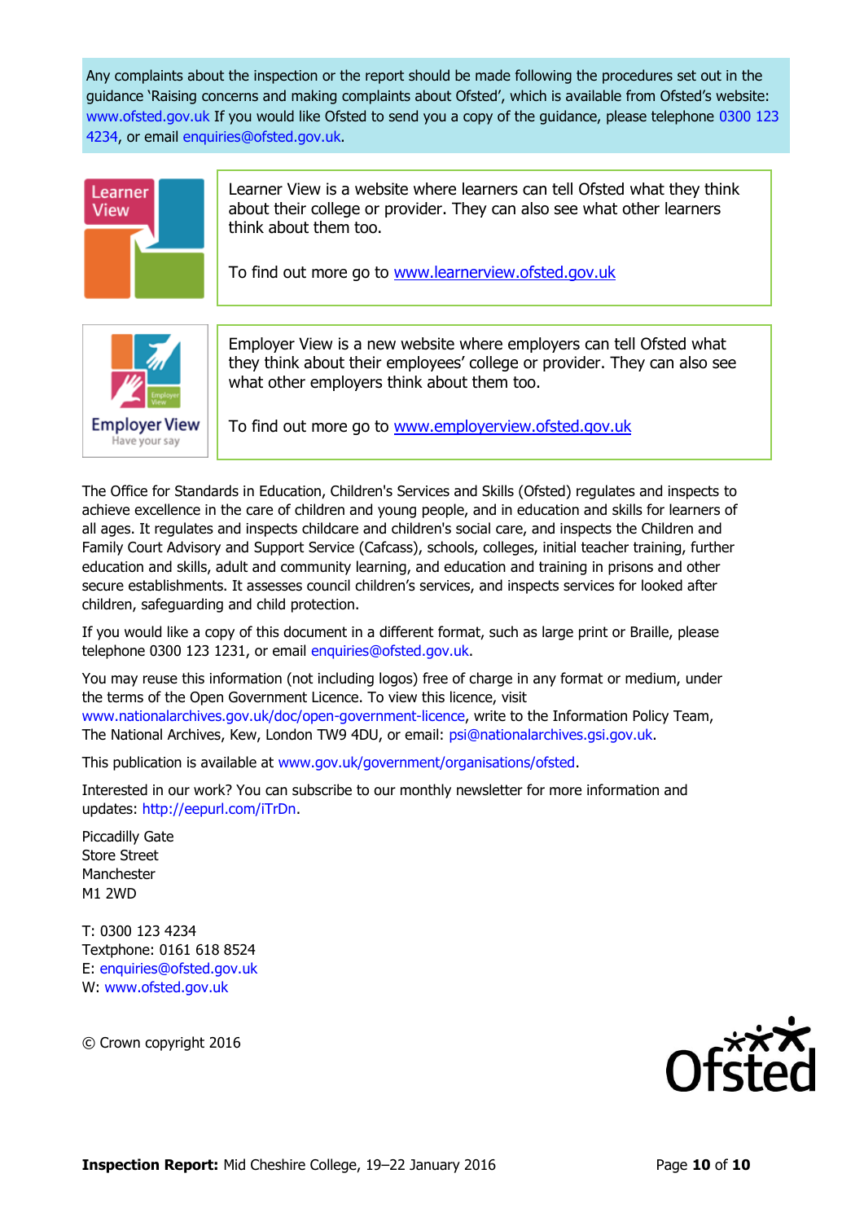Any complaints about the inspection or the report should be made following the procedures set out in the guidance 'Raising concerns and making complaints about Ofsted', which is available from Ofsted's website: www.ofsted.gov.uk If you would like Ofsted to send you a copy of the guidance, please telephone 0300 123 4234, or email enquiries@ofsted.gov.uk.

Learner View is a website where learners can tell Ofsted what they think about their college or provider. They can also see what other learners think about them too.

To find out more go to www.learnerview.ofsted.gov.uk

Employer View is a new website where employers can tell Ofsted what they think about their employees' college or provider. They can also see what other employers think about them too.

To find out more go to www.employerview.ofsted.gov.uk

The Office for Standards in Education, Children's Services and Skills (Ofsted) regulates and inspects to achieve excellence in the care of children and young people, and in education and skills for learners of all ages. It regulates and inspects childcare and children's social care, and inspects the Children and Family Court Advisory and Support Service (Cafcass), schools, colleges, initial teacher training, further education and skills, adult and community learning, and education and training in prisons and other secure establishments. It assesses council children's services, and inspects services for looked after children, safeguarding and child protection.

If you would like a copy of this document in a different format, such as large print or Braille, please telephone 0300 123 1231, or email enquiries@ofsted.gov.uk.

You may reuse this information (not including logos) free of charge in any format or medium, under the terms of the Open Government Licence. To view this licence, visit www.nationalarchives.gov.uk/doc/open-government-licence, write to the Information Policy Team, The National Archives, Kew, London TW9 4DU, or email: psi@nationalarchives.gsi.gov.uk.

This publication is available at www.gov.uk/government/organisations/ofsted.

Interested in our work? You can subscribe to our monthly newsletter for more information and updates: http://eepurl.com/iTrDn.

Piccadilly Gate  
Store Street  
Manchester  
M1 2WD

T: 0300 123 4234  
Textphone: 0161 618 8524  
E: enquiries@ofsted.gov.uk  
W: www.ofsted.gov.uk

© Crown copyright 2016